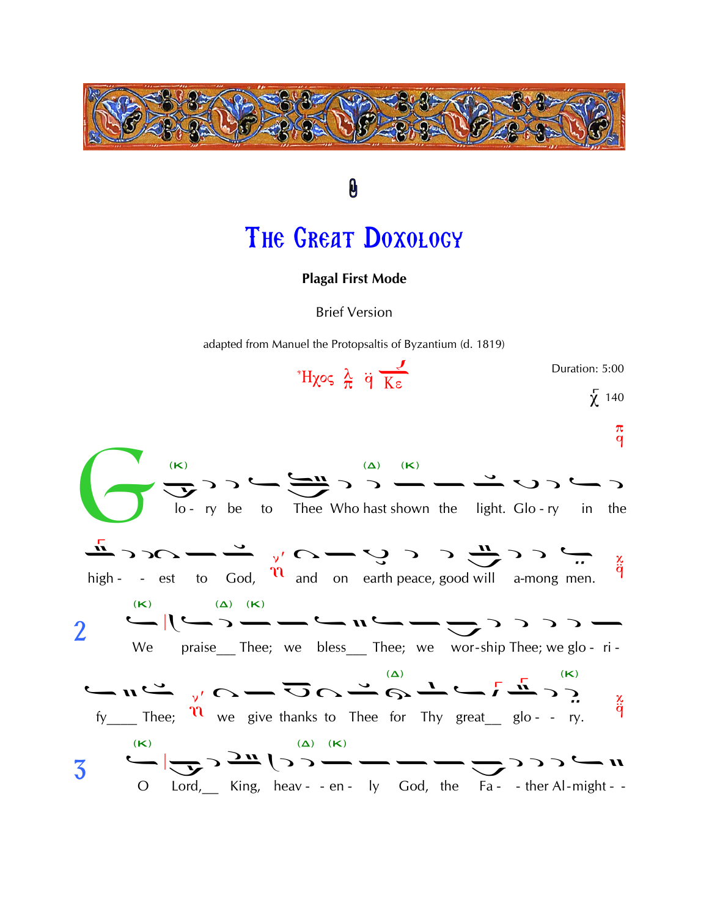# The Great Doxology

**Plagal First Mode**

Brief Version

adapted from Manuel the Protopsaltis of Byzantium (d. 1819)

Ἦχος λ π ϋ Κε

Duration: 5:00

χ 140

Glo - ry be to Thee Who hast shown the light. Glo - ry in the high - - est to God, and on earth peace, good will a-mong men.

2 We praise__ Thee; we bless__ Thee; we wor-ship Thee; we glo - ri - fy____ Thee; we give thanks to Thee for Thy great__ glo - - ry.

3 O Lord,__ King, heav - - en - ly God, the Fa - - ther Al-might - -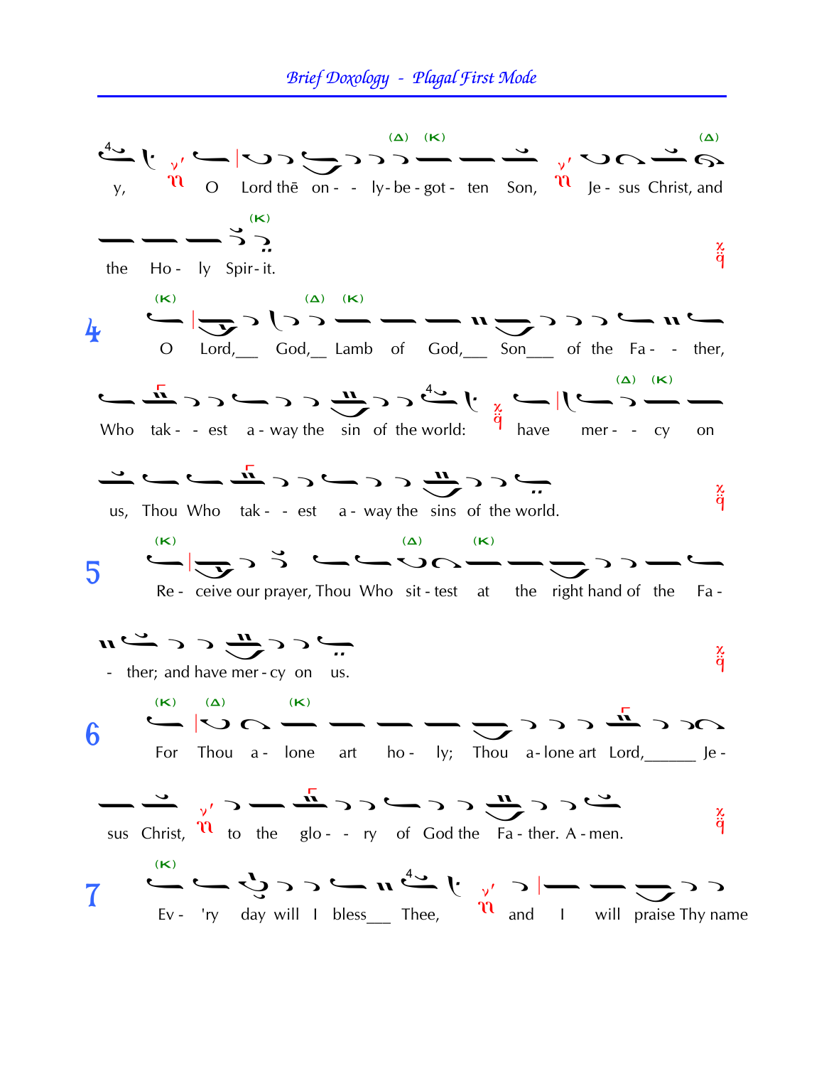y, O Lord thē on - - ly- be - got - ten Son, Je - sus Christ, and

the Ho - ly Spir- it.

**4** O Lord,___ God,__ Lamb of God,___ Son___ of the Fa - - ther,

Who tak - - est a - way the sin of the world: have mer - - cy on

us, Thou Who tak - - est a - way the sins of the world.

**5** Re - ceive our prayer, Thou Who sit - test at the right hand of the Fa -

- ther; and have mer - cy on us.

**6** For Thou a - lone art ho - ly; Thou a- lone art Lord,______ Je -

sus Christ, to the glo - - ry of God the Fa - ther. A - men.

**7** Ev - 'ry day will I bless___ Thee, and I will praise Thy name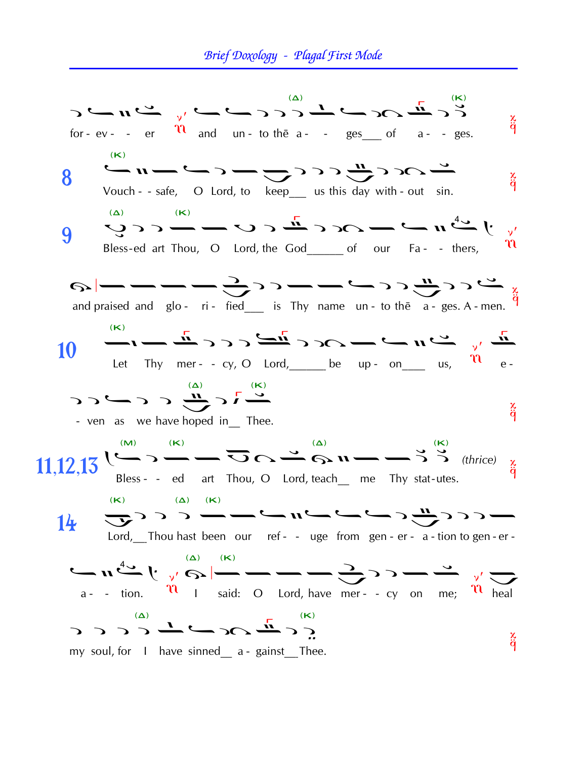for - ev - - er and un - to thē a - - ges___ of a - - ges.

**8** Vouch - - safe, O Lord, to keep___ us this day with - out sin.

**9** Bless-ed art Thou, O Lord, the God______ of our Fa - - thers,

and praised and glo - ri - fied___ is Thy name un - to thē a - ges. A - men.

**10** Let Thy mer - - cy, O Lord,______ be up - on___ us, e -

- ven as we have hoped in__ Thee.

**11,12,13** Bless - - ed art Thou, O Lord, teach__ me Thy stat-utes. *(thrice)*

**14** Lord,__Thou hast been our ref - - uge from gen - er - a - tion to gen - er -

a - - tion. I said: O Lord, have mer - - cy on me; heal

my soul, for I have sinned__ a - gainst__Thee.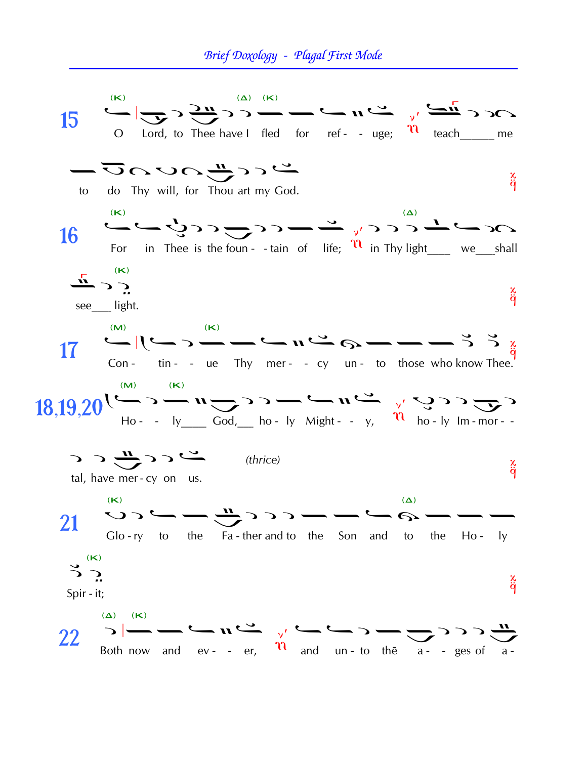**15** O Lord, to Thee have I fled for ref - - uge; teach_____ me to do Thy will, for Thou art my God.

**16** For in Thee is the foun - - tain of life; in Thy light___ we___shall see___ light.

**17** Con - tin - - ue Thy mer - - cy un - to those who know Thee.

**18,19,20** Ho - - ly____ God,___ ho - ly Might - - y, ho - ly Im - mor - - tal, have mer - cy on us. *(thrice)*

**21** Glo - ry to the Fa - ther and to the Son and to the Ho - ly Spir - it;

**22** Both now and ev - - er, and un - to thē a - - ges of a -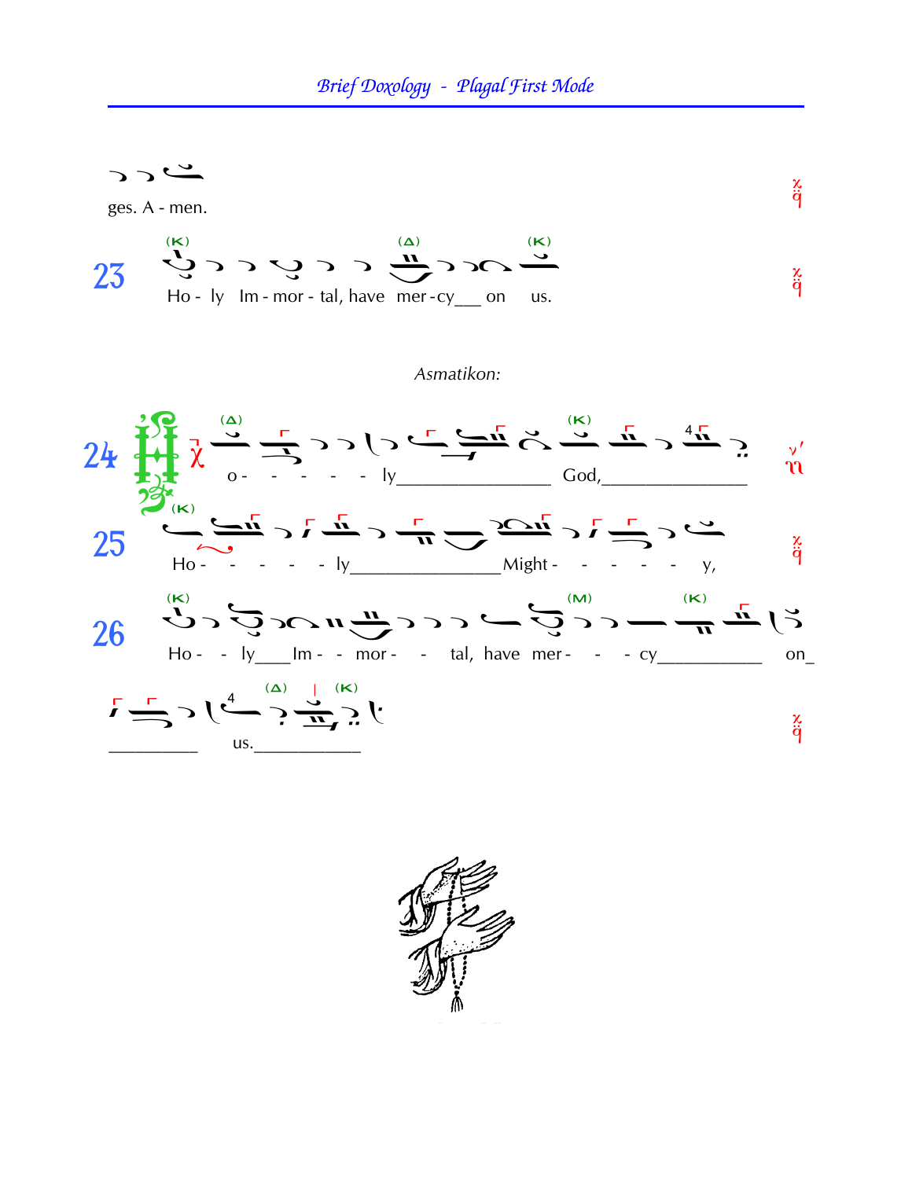ges. A - men.

23 Ho - ly Im - mor - tal, have mer - cy___ on us.

*Asmatikon:*

24 o - - - - - ly_______________ God,_______________

25 Ho - - - - - ly_______________ Might - - - - - y,

26 Ho - - ly___ Im - - mor - - tal, have mer - - - cy___________ on_

_________ us.___________